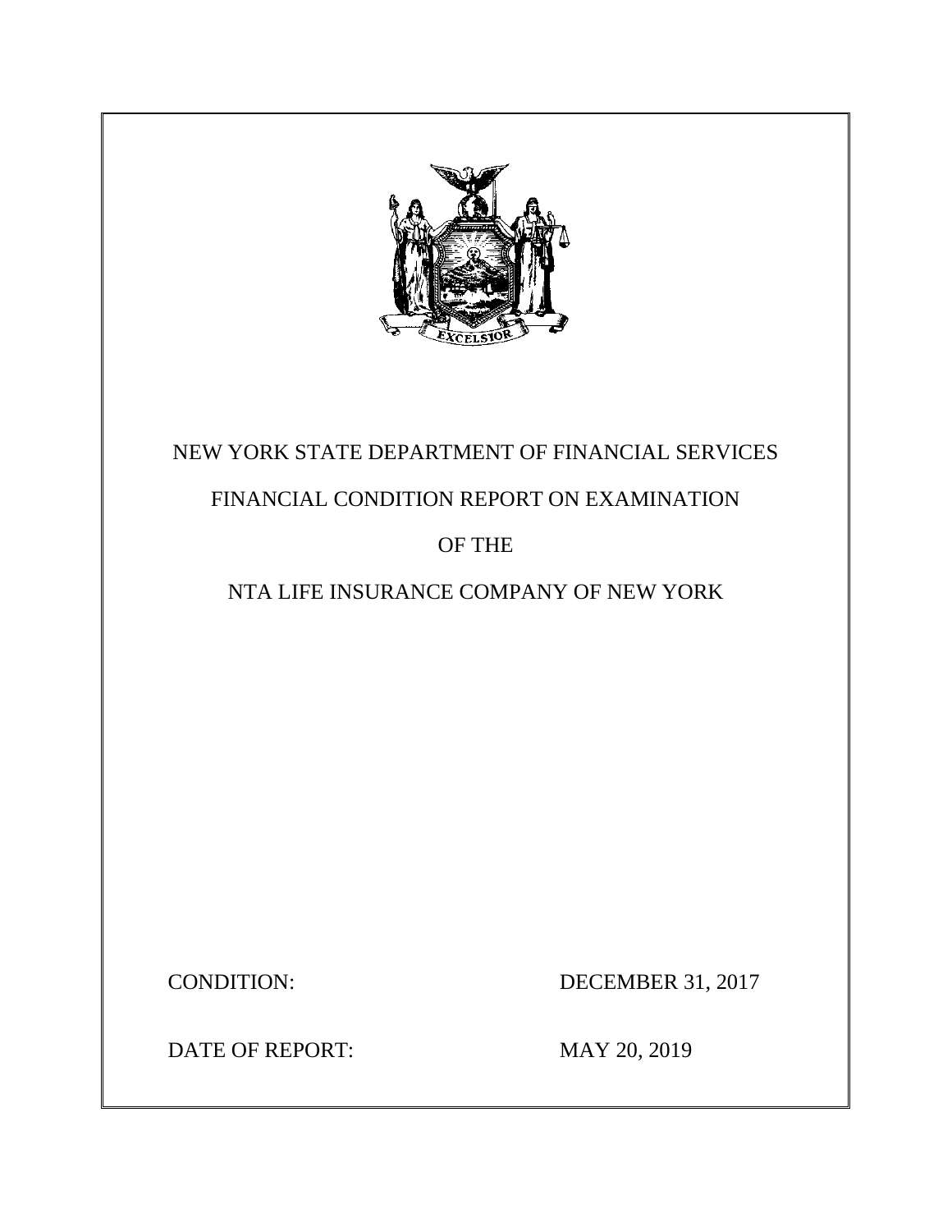NEW YORK STATE DEPARTMENT OF FINANCIAL SERVICES

FINANCIAL CONDITION REPORT ON EXAMINATION

OF THE

NTA LIFE INSURANCE COMPANY OF NEW YORK

CONDITION: DECEMBER 31, 2017

DATE OF REPORT: MAY 20, 2019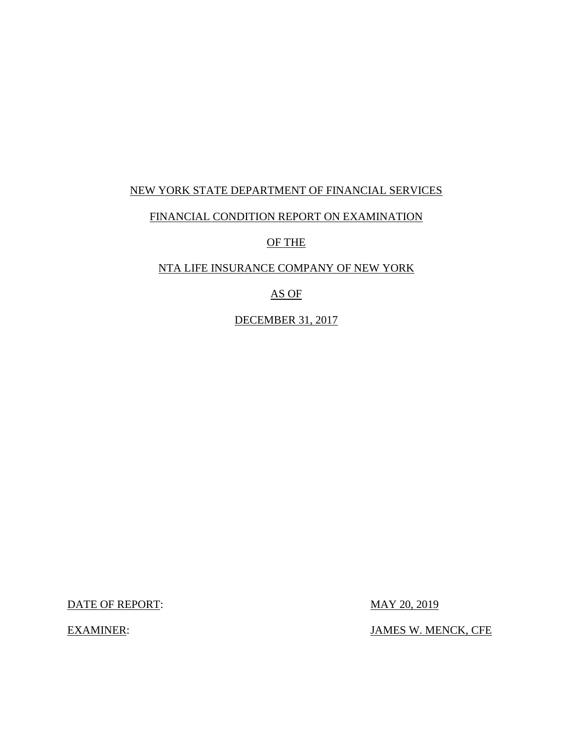NEW YORK STATE DEPARTMENT OF FINANCIAL SERVICES

FINANCIAL CONDITION REPORT ON EXAMINATION

OF THE

NTA LIFE INSURANCE COMPANY OF NEW YORK

AS OF

DECEMBER 31, 2017

DATE OF REPORT: MAY 20, 2019

EXAMINER: JAMES W. MENCK, CFE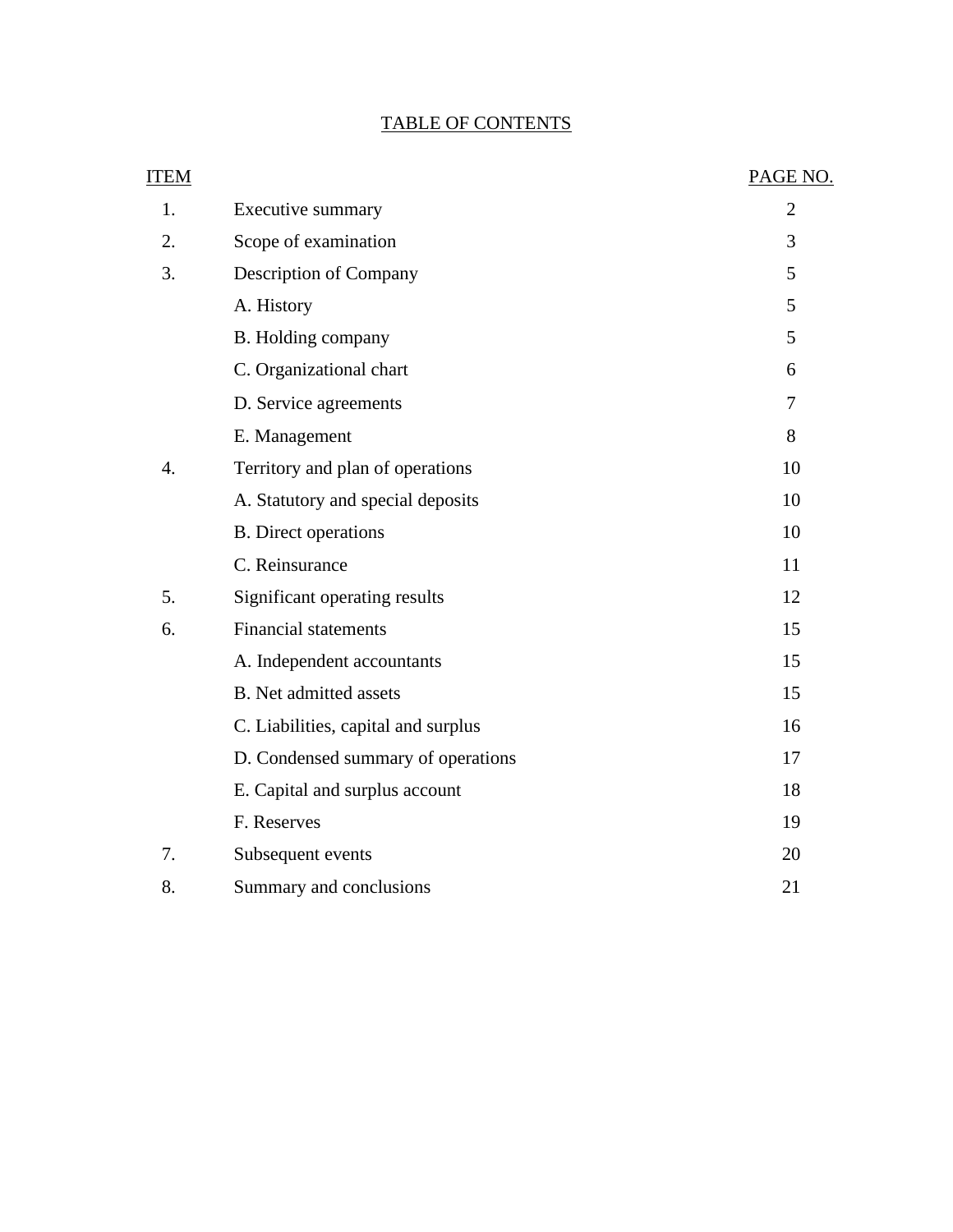# TABLE OF CONTENTS

| ITEM | | PAGE NO. |
|---|---|---|
| 1. | Executive summary | 2 |
| 2. | Scope of examination | 3 |
| 3. | Description of Company | 5 |
| | A. History | 5 |
| | B. Holding company | 5 |
| | C. Organizational chart | 6 |
| | D. Service agreements | 7 |
| | E. Management | 8 |
| 4. | Territory and plan of operations | 10 |
| | A. Statutory and special deposits | 10 |
| | B. Direct operations | 10 |
| | C. Reinsurance | 11 |
| 5. | Significant operating results | 12 |
| 6. | Financial statements | 15 |
| | A. Independent accountants | 15 |
| | B. Net admitted assets | 15 |
| | C. Liabilities, capital and surplus | 16 |
| | D. Condensed summary of operations | 17 |
| | E. Capital and surplus account | 18 |
| | F. Reserves | 19 |
| 7. | Subsequent events | 20 |
| 8. | Summary and conclusions | 21 |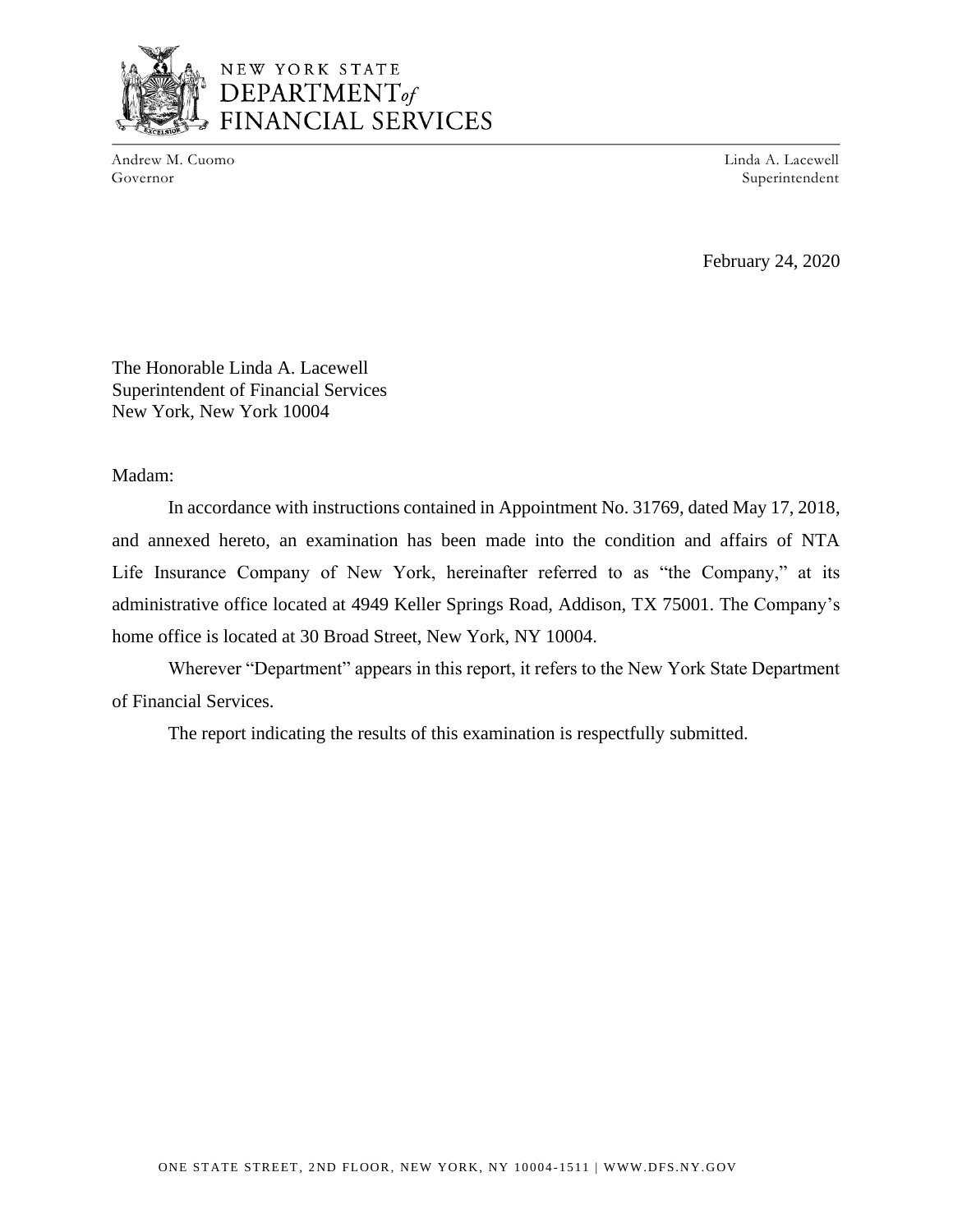NEW YORK STATE
DEPARTMENT of
FINANCIAL SERVICES

Andrew M. Cuomo
Governor

Linda A. Lacewell
Superintendent

February 24, 2020

The Honorable Linda A. Lacewell
Superintendent of Financial Services
New York, New York 10004

Madam:

In accordance with instructions contained in Appointment No. 31769, dated May 17, 2018, and annexed hereto, an examination has been made into the condition and affairs of NTA Life Insurance Company of New York, hereinafter referred to as "the Company," at its administrative office located at 4949 Keller Springs Road, Addison, TX 75001. The Company's home office is located at 30 Broad Street, New York, NY 10004.

Wherever "Department" appears in this report, it refers to the New York State Department of Financial Services.

The report indicating the results of this examination is respectfully submitted.

ONE STATE STREET, 2ND FLOOR, NEW YORK, NY 10004-1511 | WWW.DFS.NY.GOV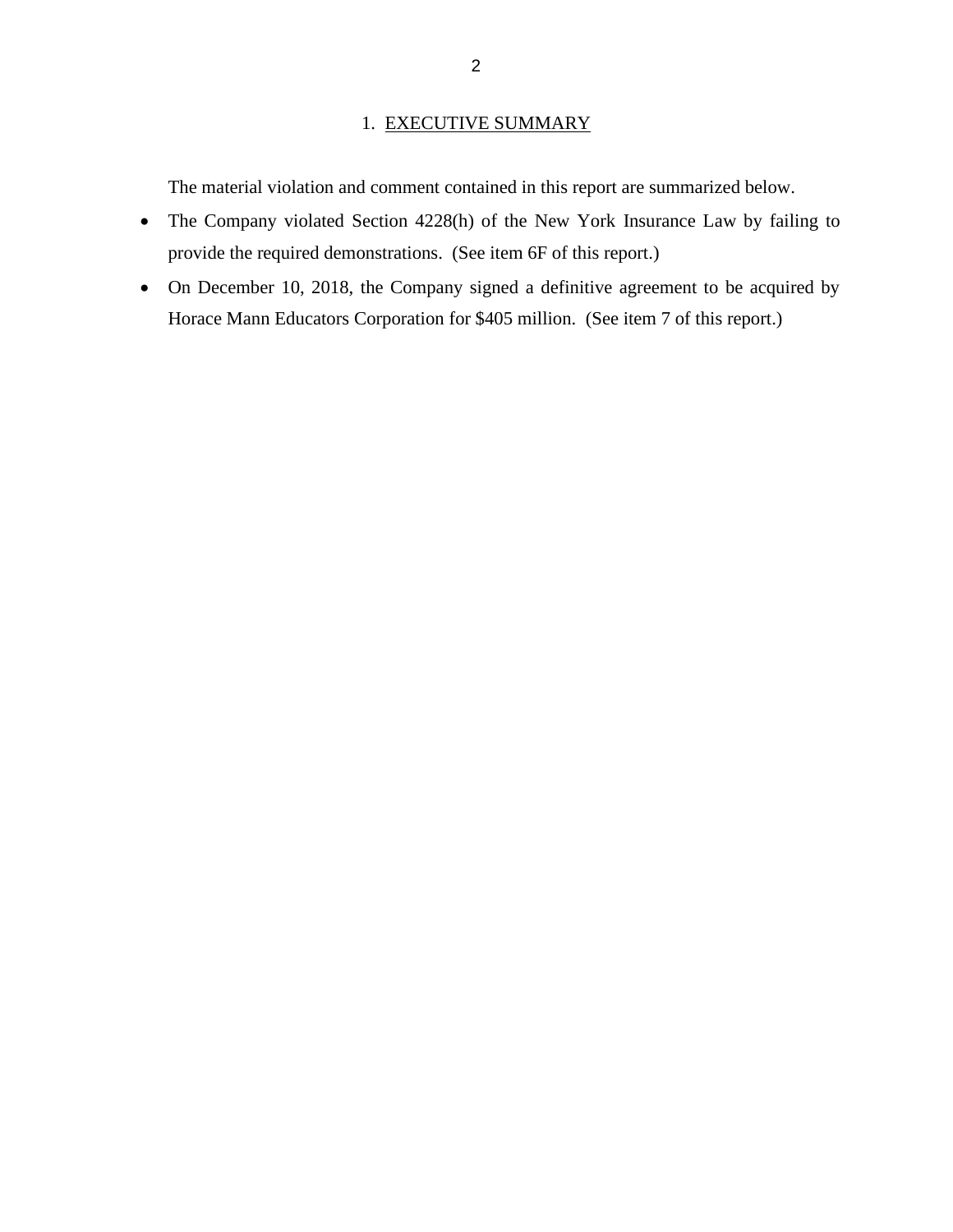## 1. EXECUTIVE SUMMARY

The material violation and comment contained in this report are summarized below.

- The Company violated Section 4228(h) of the New York Insurance Law by failing to provide the required demonstrations. (See item 6F of this report.)
- On December 10, 2018, the Company signed a definitive agreement to be acquired by Horace Mann Educators Corporation for $405 million. (See item 7 of this report.)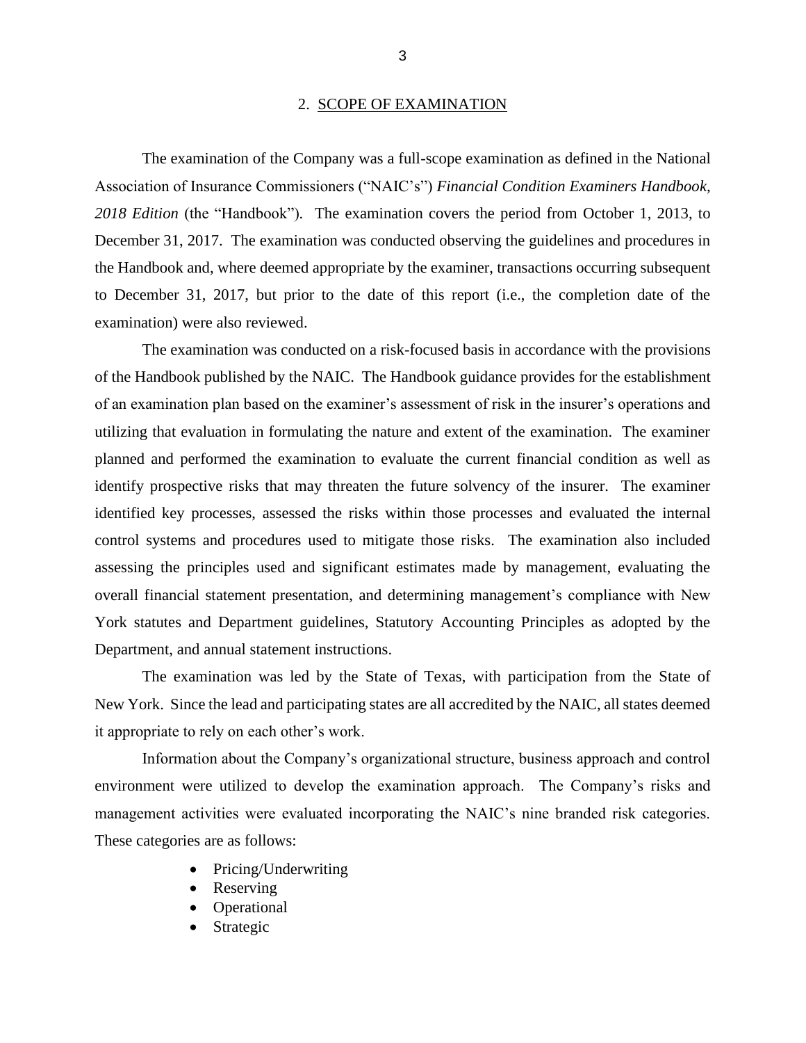## 2. SCOPE OF EXAMINATION

The examination of the Company was a full-scope examination as defined in the National Association of Insurance Commissioners ("NAIC's") *Financial Condition Examiners Handbook, 2018 Edition* (the "Handbook"). The examination covers the period from October 1, 2013, to December 31, 2017. The examination was conducted observing the guidelines and procedures in the Handbook and, where deemed appropriate by the examiner, transactions occurring subsequent to December 31, 2017, but prior to the date of this report (i.e., the completion date of the examination) were also reviewed.

The examination was conducted on a risk-focused basis in accordance with the provisions of the Handbook published by the NAIC. The Handbook guidance provides for the establishment of an examination plan based on the examiner's assessment of risk in the insurer's operations and utilizing that evaluation in formulating the nature and extent of the examination. The examiner planned and performed the examination to evaluate the current financial condition as well as identify prospective risks that may threaten the future solvency of the insurer. The examiner identified key processes, assessed the risks within those processes and evaluated the internal control systems and procedures used to mitigate those risks. The examination also included assessing the principles used and significant estimates made by management, evaluating the overall financial statement presentation, and determining management's compliance with New York statutes and Department guidelines, Statutory Accounting Principles as adopted by the Department, and annual statement instructions.

The examination was led by the State of Texas, with participation from the State of New York. Since the lead and participating states are all accredited by the NAIC, all states deemed it appropriate to rely on each other's work.

Information about the Company's organizational structure, business approach and control environment were utilized to develop the examination approach. The Company's risks and management activities were evaluated incorporating the NAIC's nine branded risk categories. These categories are as follows:

- Pricing/Underwriting
- Reserving
- Operational
- Strategic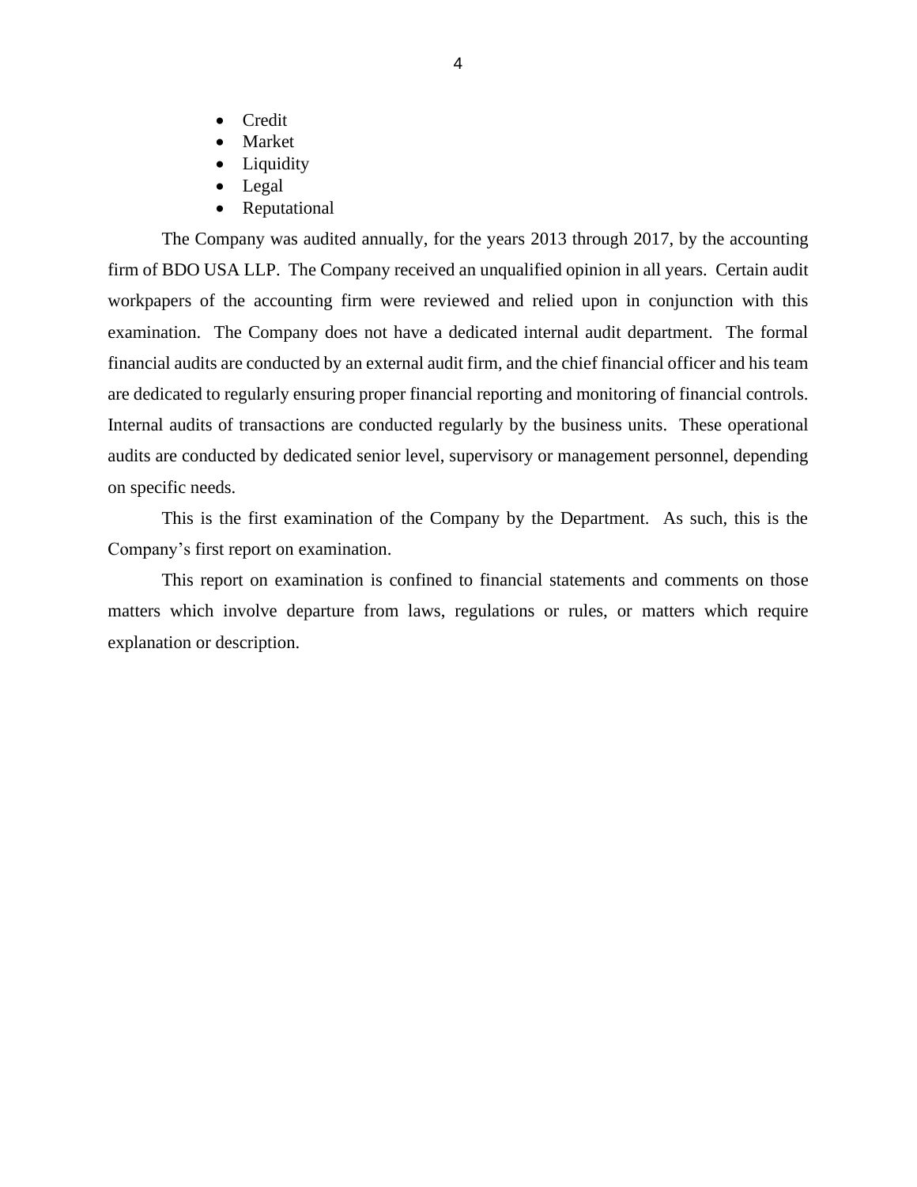- Credit
- Market
- Liquidity
- Legal
- Reputational

The Company was audited annually, for the years 2013 through 2017, by the accounting firm of BDO USA LLP. The Company received an unqualified opinion in all years. Certain audit workpapers of the accounting firm were reviewed and relied upon in conjunction with this examination. The Company does not have a dedicated internal audit department. The formal financial audits are conducted by an external audit firm, and the chief financial officer and his team are dedicated to regularly ensuring proper financial reporting and monitoring of financial controls. Internal audits of transactions are conducted regularly by the business units. These operational audits are conducted by dedicated senior level, supervisory or management personnel, depending on specific needs.

This is the first examination of the Company by the Department. As such, this is the Company's first report on examination.

This report on examination is confined to financial statements and comments on those matters which involve departure from laws, regulations or rules, or matters which require explanation or description.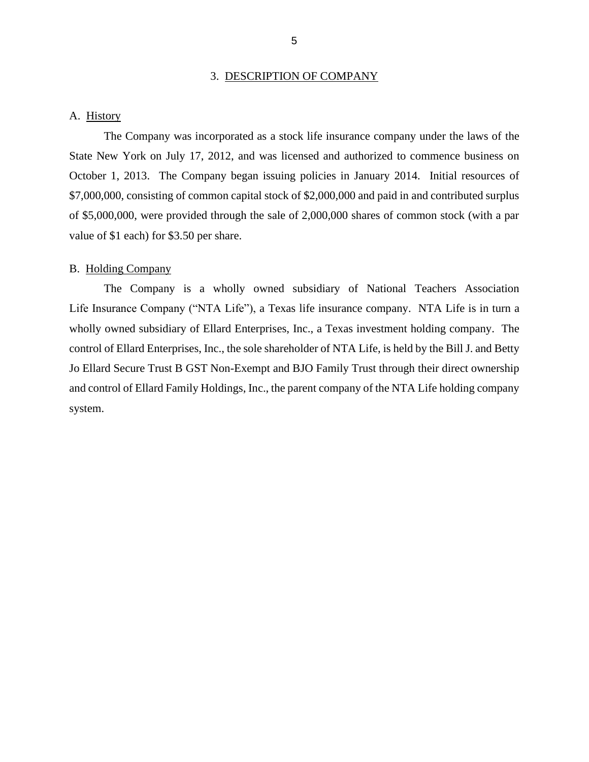## 3. DESCRIPTION OF COMPANY

### A. History

The Company was incorporated as a stock life insurance company under the laws of the State New York on July 17, 2012, and was licensed and authorized to commence business on October 1, 2013. The Company began issuing policies in January 2014. Initial resources of $7,000,000, consisting of common capital stock of $2,000,000 and paid in and contributed surplus of $5,000,000, were provided through the sale of 2,000,000 shares of common stock (with a par value of $1 each) for $3.50 per share.

### B. Holding Company

The Company is a wholly owned subsidiary of National Teachers Association Life Insurance Company ("NTA Life"), a Texas life insurance company. NTA Life is in turn a wholly owned subsidiary of Ellard Enterprises, Inc., a Texas investment holding company. The control of Ellard Enterprises, Inc., the sole shareholder of NTA Life, is held by the Bill J. and Betty Jo Ellard Secure Trust B GST Non-Exempt and BJO Family Trust through their direct ownership and control of Ellard Family Holdings, Inc., the parent company of the NTA Life holding company system.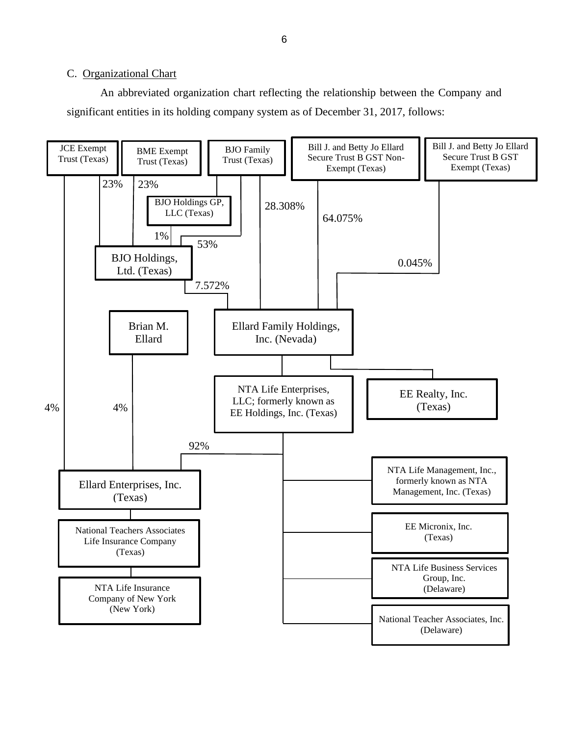C. Organizational Chart

An abbreviated organization chart reflecting the relationship between the Company and significant entities in its holding company system as of December 31, 2017, follows:

- JCE Exempt Trust (Texas)
  - 23% — BJO Holdings, Ltd. (Texas)
  - 4% — Ellard Enterprises, Inc. (Texas)
- BME Exempt Trust (Texas)
  - 23% — BJO Holdings, Ltd. (Texas)
- BJO Family Trust (Texas)
  - BJO Holdings GP, LLC (Texas)
    - 1% — BJO Holdings, Ltd. (Texas)
  - 53% — BJO Holdings, Ltd. (Texas)
  - 28.308% — Ellard Family Holdings, Inc. (Nevada)
- Bill J. and Betty Jo Ellard Secure Trust B GST Non-Exempt (Texas)
  - 64.075% — Ellard Family Holdings, Inc. (Nevada)
- Bill J. and Betty Jo Ellard Secure Trust B GST Exempt (Texas)
  - 0.045% — Ellard Family Holdings, Inc. (Nevada)
- BJO Holdings, Ltd. (Texas)
  - 7.572% — Ellard Family Holdings, Inc. (Nevada)
- Brian M. Ellard
  - 4% — Ellard Enterprises, Inc. (Texas)
- Ellard Family Holdings, Inc. (Nevada)
  - NTA Life Enterprises, LLC; formerly known as EE Holdings, Inc. (Texas)
    - 92% — Ellard Enterprises, Inc. (Texas)
      - National Teachers Associates Life Insurance Company (Texas)
        - NTA Life Insurance Company of New York (New York)
    - NTA Life Management, Inc., formerly known as NTA Management, Inc. (Texas)
    - EE Micronix, Inc. (Texas)
    - NTA Life Business Services Group, Inc. (Delaware)
    - National Teacher Associates, Inc. (Delaware)
  - EE Realty, Inc. (Texas)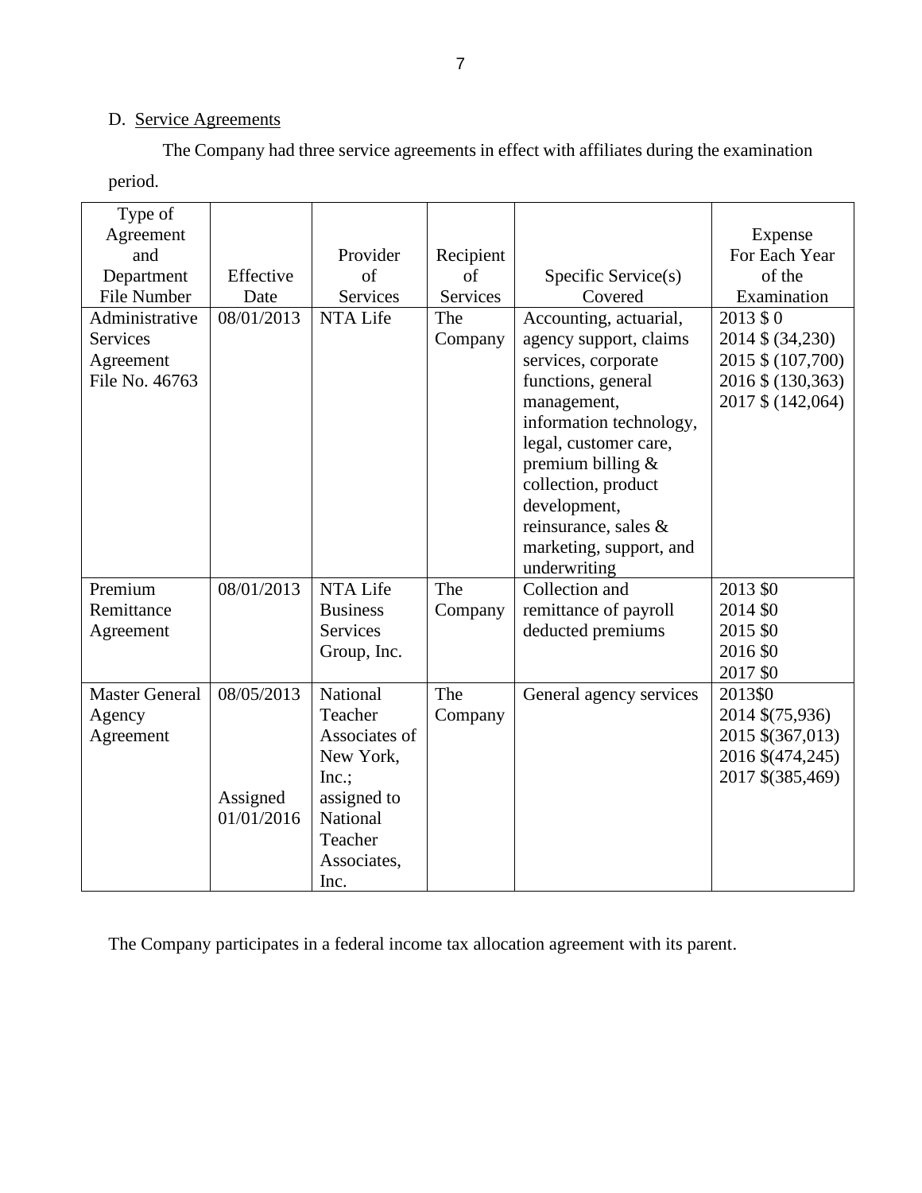D. Service Agreements

The Company had three service agreements in effect with affiliates during the examination period.

| Type of Agreement and Department File Number | Effective Date | Provider of Services | Recipient of Services | Specific Service(s) Covered | Expense For Each Year of the Examination |
|---|---|---|---|---|---|
| Administrative Services Agreement File No. 46763 | 08/01/2013 | NTA Life | The Company | Accounting, actuarial, agency support, claims services, corporate functions, general management, information technology, legal, customer care, premium billing & collection, product development, reinsurance, sales & marketing, support, and underwriting | 2013 $ 0<br>2014 $ (34,230)<br>2015 $ (107,700)<br>2016 $ (130,363)<br>2017 $ (142,064) |
| Premium Remittance Agreement | 08/01/2013 | NTA Life Business Services Group, Inc. | The Company | Collection and remittance of payroll deducted premiums | 2013 $0<br>2014 $0<br>2015 $0<br>2016 $0<br>2017 $0 |
| Master General Agency Agreement | 08/05/2013<br><br>Assigned 01/01/2016 | National Teacher Associates of New York, Inc.; assigned to National Teacher Associates, Inc. | The Company | General agency services | 2013$0<br>2014 $(75,936)<br>2015 $(367,013)<br>2016 $(474,245)<br>2017 $(385,469) |

The Company participates in a federal income tax allocation agreement with its parent.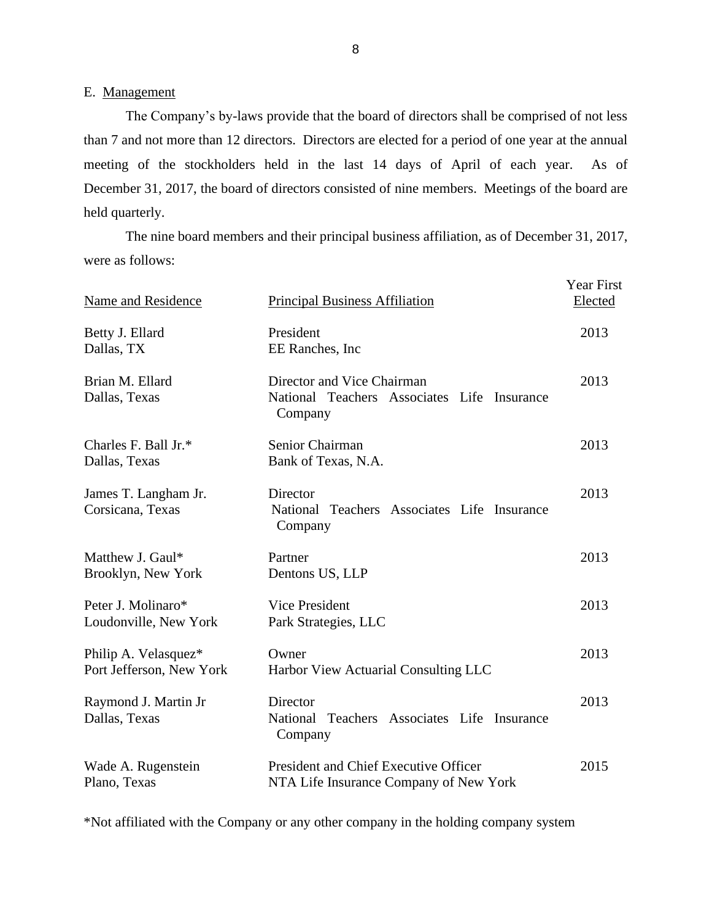E. Management

The Company's by-laws provide that the board of directors shall be comprised of not less than 7 and not more than 12 directors. Directors are elected for a period of one year at the annual meeting of the stockholders held in the last 14 days of April of each year. As of December 31, 2017, the board of directors consisted of nine members. Meetings of the board are held quarterly.

The nine board members and their principal business affiliation, as of December 31, 2017, were as follows:

| Name and Residence | Principal Business Affiliation | Year First Elected |
|---|---|---|
| Betty J. Ellard<br>Dallas, TX | President<br>EE Ranches, Inc | 2013 |
| Brian M. Ellard<br>Dallas, Texas | Director and Vice Chairman<br>National Teachers Associates Life Insurance Company | 2013 |
| Charles F. Ball Jr.*<br>Dallas, Texas | Senior Chairman<br>Bank of Texas, N.A. | 2013 |
| James T. Langham Jr.<br>Corsicana, Texas | Director<br>National Teachers Associates Life Insurance Company | 2013 |
| Matthew J. Gaul*<br>Brooklyn, New York | Partner<br>Dentons US, LLP | 2013 |
| Peter J. Molinaro*<br>Loudonville, New York | Vice President<br>Park Strategies, LLC | 2013 |
| Philip A. Velasquez*<br>Port Jefferson, New York | Owner<br>Harbor View Actuarial Consulting LLC | 2013 |
| Raymond J. Martin Jr<br>Dallas, Texas | Director<br>National Teachers Associates Life Insurance Company | 2013 |
| Wade A. Rugenstein<br>Plano, Texas | President and Chief Executive Officer<br>NTA Life Insurance Company of New York | 2015 |

*Not affiliated with the Company or any other company in the holding company system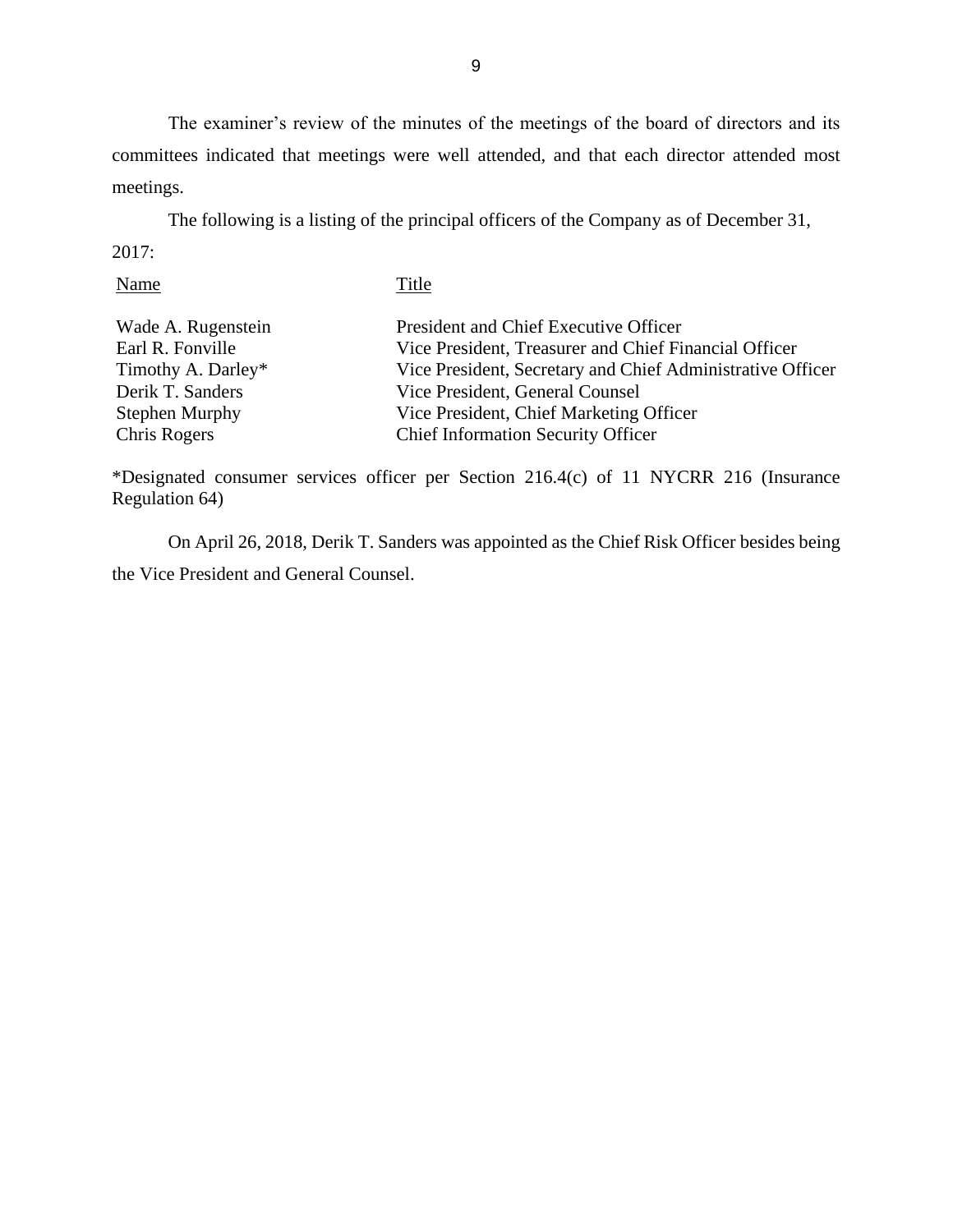The examiner's review of the minutes of the meetings of the board of directors and its committees indicated that meetings were well attended, and that each director attended most meetings.

The following is a listing of the principal officers of the Company as of December 31, 2017:

| Name | Title |
|---|---|
| Wade A. Rugenstein | President and Chief Executive Officer |
| Earl R. Fonville | Vice President, Treasurer and Chief Financial Officer |
| Timothy A. Darley* | Vice President, Secretary and Chief Administrative Officer |
| Derik T. Sanders | Vice President, General Counsel |
| Stephen Murphy | Vice President, Chief Marketing Officer |
| Chris Rogers | Chief Information Security Officer |

*Designated consumer services officer per Section 216.4(c) of 11 NYCRR 216 (Insurance Regulation 64)

On April 26, 2018, Derik T. Sanders was appointed as the Chief Risk Officer besides being the Vice President and General Counsel.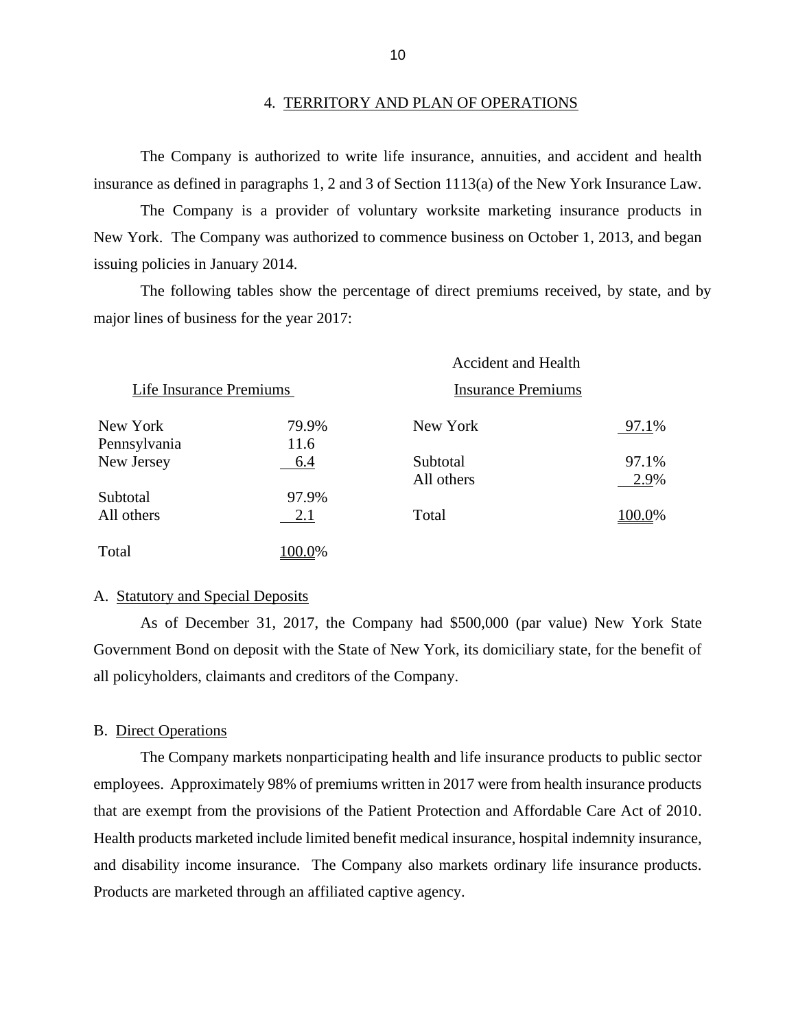## 4. TERRITORY AND PLAN OF OPERATIONS

The Company is authorized to write life insurance, annuities, and accident and health insurance as defined in paragraphs 1, 2 and 3 of Section 1113(a) of the New York Insurance Law.

The Company is a provider of voluntary worksite marketing insurance products in New York. The Company was authorized to commence business on October 1, 2013, and began issuing policies in January 2014.

The following tables show the percentage of direct premiums received, by state, and by major lines of business for the year 2017:

| Life Insurance Premiums | |
|---|---|
| New York | 79.9% |
| Pennsylvania | 11.6 |
| New Jersey | 6.4 |
| Subtotal | 97.9% |
| All others | 2.1 |
| Total | 100.0% |

| Accident and Health Insurance Premiums | |
|---|---|
| New York | 97.1% |
| Subtotal | 97.1% |
| All others | 2.9% |
| Total | 100.0% |

### A. Statutory and Special Deposits

As of December 31, 2017, the Company had $500,000 (par value) New York State Government Bond on deposit with the State of New York, its domiciliary state, for the benefit of all policyholders, claimants and creditors of the Company.

### B. Direct Operations

The Company markets nonparticipating health and life insurance products to public sector employees. Approximately 98% of premiums written in 2017 were from health insurance products that are exempt from the provisions of the Patient Protection and Affordable Care Act of 2010. Health products marketed include limited benefit medical insurance, hospital indemnity insurance, and disability income insurance. The Company also markets ordinary life insurance products. Products are marketed through an affiliated captive agency.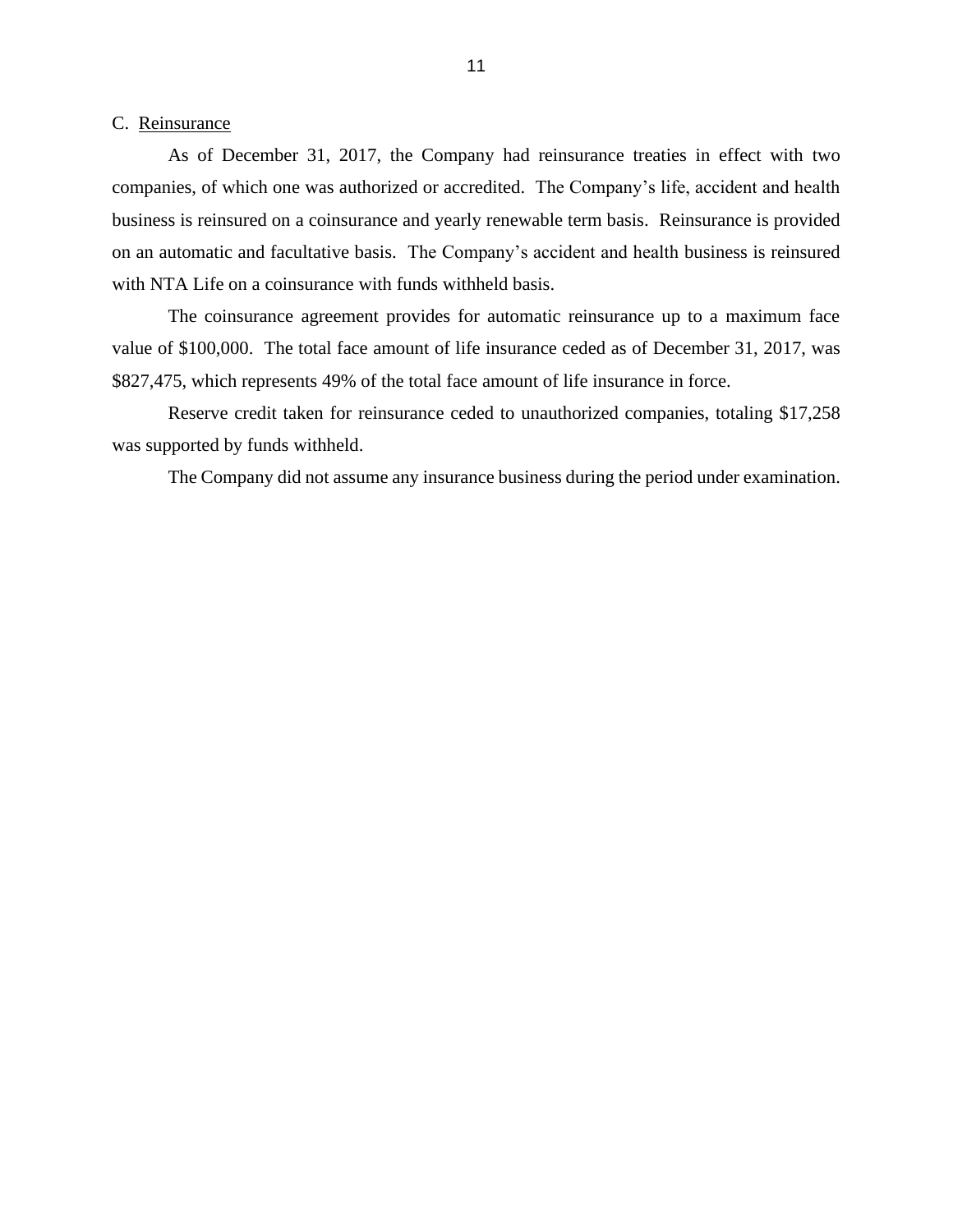## C. Reinsurance

As of December 31, 2017, the Company had reinsurance treaties in effect with two companies, of which one was authorized or accredited. The Company's life, accident and health business is reinsured on a coinsurance and yearly renewable term basis. Reinsurance is provided on an automatic and facultative basis. The Company's accident and health business is reinsured with NTA Life on a coinsurance with funds withheld basis.

The coinsurance agreement provides for automatic reinsurance up to a maximum face value of $100,000. The total face amount of life insurance ceded as of December 31, 2017, was $827,475, which represents 49% of the total face amount of life insurance in force.

Reserve credit taken for reinsurance ceded to unauthorized companies, totaling $17,258 was supported by funds withheld.

The Company did not assume any insurance business during the period under examination.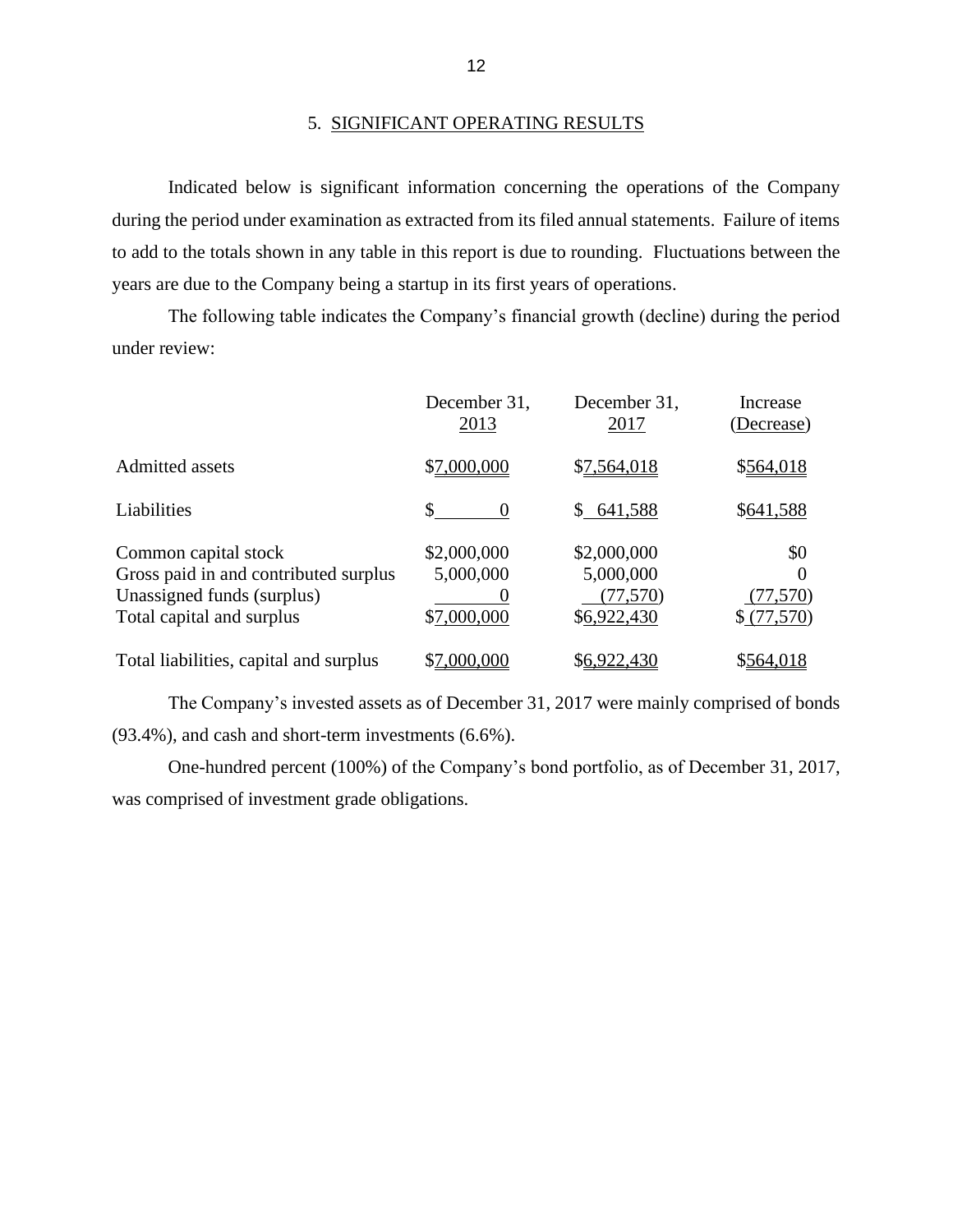## 5. SIGNIFICANT OPERATING RESULTS

Indicated below is significant information concerning the operations of the Company during the period under examination as extracted from its filed annual statements. Failure of items to add to the totals shown in any table in this report is due to rounding. Fluctuations between the years are due to the Company being a startup in its first years of operations.

The following table indicates the Company's financial growth (decline) during the period under review:

| | December 31, 2013 | December 31, 2017 | Increase (Decrease) |
|---|---|---|---|
| Admitted assets | $7,000,000 | $7,564,018 | $564,018 |
| Liabilities | $ 0 | $ 641,588 | $641,588 |
| Common capital stock | $2,000,000 | $2,000,000 | $0 |
| Gross paid in and contributed surplus | 5,000,000 | 5,000,000 | 0 |
| Unassigned funds (surplus) | 0 | (77,570) | (77,570) |
| Total capital and surplus | $7,000,000 | $6,922,430 | $ (77,570) |
| Total liabilities, capital and surplus | $7,000,000 | $6,922,430 | $564,018 |

The Company's invested assets as of December 31, 2017 were mainly comprised of bonds (93.4%), and cash and short-term investments (6.6%).

One-hundred percent (100%) of the Company's bond portfolio, as of December 31, 2017, was comprised of investment grade obligations.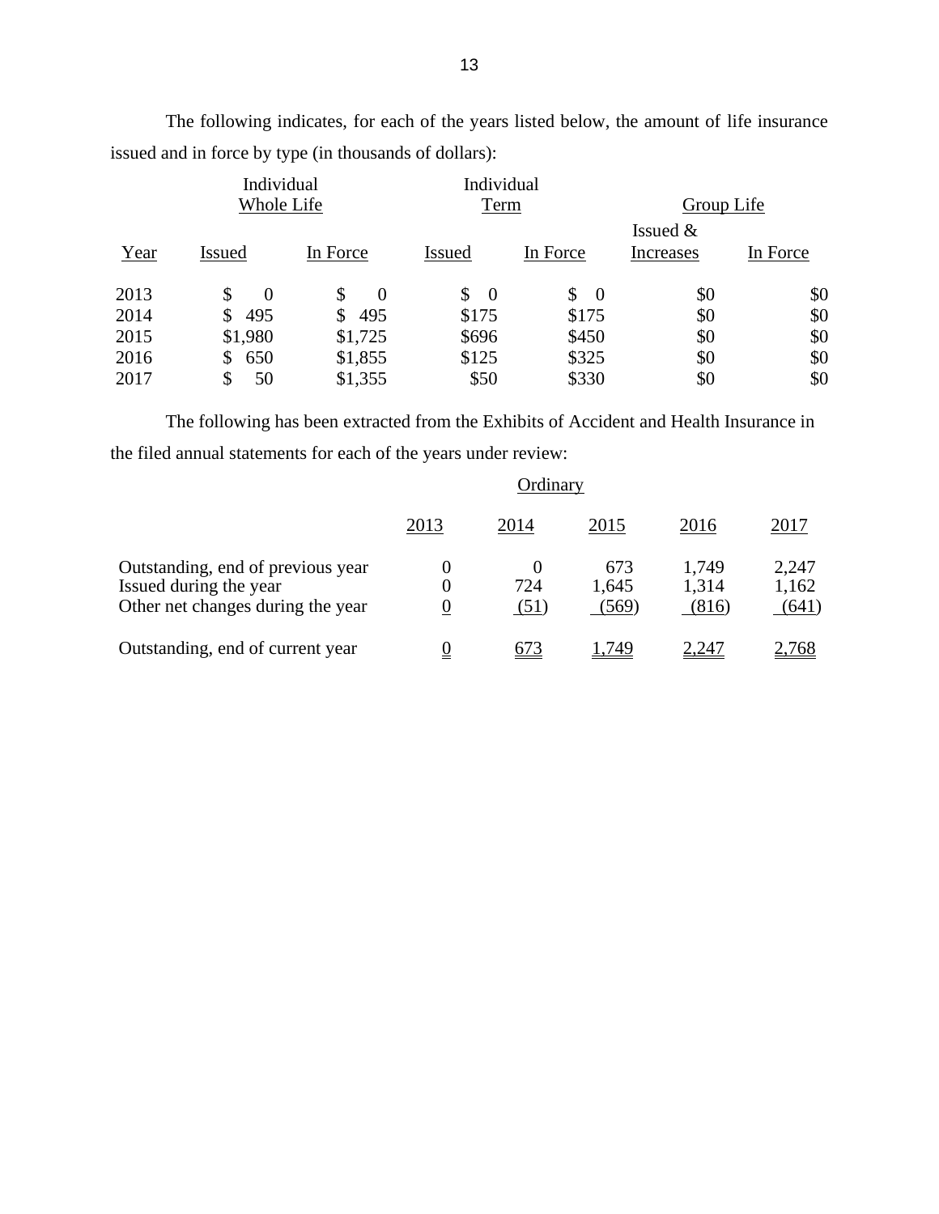The following indicates, for each of the years listed below, the amount of life insurance issued and in force by type (in thousands of dollars):

| | Individual Whole Life | | Individual Term | | Group Life | |
|---|---|---|---|---|---|---|
| Year | Issued | In Force | Issued | In Force | Issued & Increases | In Force |
| 2013 | $ 0 | $ 0 | $ 0 | $ 0 | $0 | $0 |
| 2014 | $ 495 | $ 495 | $175 | $175 | $0 | $0 |
| 2015 | $1,980 | $1,725 | $696 | $450 | $0 | $0 |
| 2016 | $ 650 | $1,855 | $125 | $325 | $0 | $0 |
| 2017 | $ 50 | $1,355 | $50 | $330 | $0 | $0 |

The following has been extracted from the Exhibits of Accident and Health Insurance in the filed annual statements for each of the years under review:

| | Ordinary | | | | |
|---|---|---|---|---|---|
| | 2013 | 2014 | 2015 | 2016 | 2017 |
| Outstanding, end of previous year | 0 | 0 | 673 | 1,749 | 2,247 |
| Issued during the year | 0 | 724 | 1,645 | 1,314 | 1,162 |
| Other net changes during the year | 0 | (51) | (569) | (816) | (641) |
| Outstanding, end of current year | 0 | 673 | 1,749 | 2,247 | 2,768 |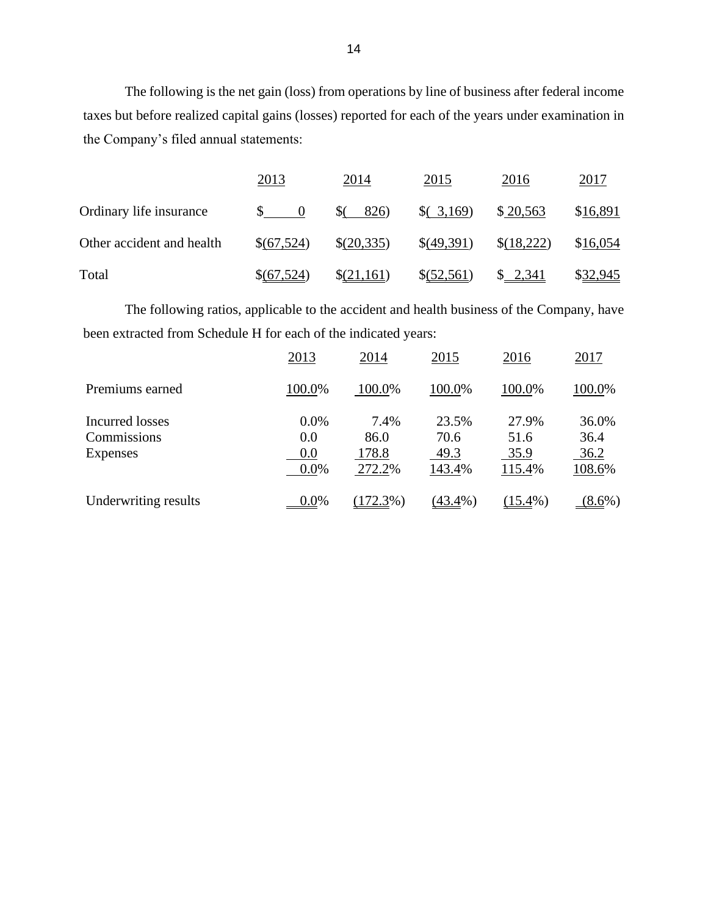The following is the net gain (loss) from operations by line of business after federal income taxes but before realized capital gains (losses) reported for each of the years under examination in the Company's filed annual statements:

| | 2013 | 2014 | 2015 | 2016 | 2017 |
|---|---|---|---|---|---|
| Ordinary life insurance | $ 0 | $( 826) | $( 3,169) | $ 20,563 | $16,891 |
| Other accident and health | $(67,524) | $(20,335) | $(49,391) | $(18,222) | $16,054 |
| Total | $(67,524) | $(21,161) | $(52,561) | $ 2,341 | $32,945 |

The following ratios, applicable to the accident and health business of the Company, have been extracted from Schedule H for each of the indicated years:

| | 2013 | 2014 | 2015 | 2016 | 2017 |
|---|---|---|---|---|---|
| Premiums earned | 100.0% | 100.0% | 100.0% | 100.0% | 100.0% |
| Incurred losses | 0.0% | 7.4% | 23.5% | 27.9% | 36.0% |
| Commissions | 0.0 | 86.0 | 70.6 | 51.6 | 36.4 |
| Expenses | 0.0 | 178.8 | 49.3 | 35.9 | 36.2 |
| | 0.0% | 272.2% | 143.4% | 115.4% | 108.6% |
| Underwriting results | 0.0% | (172.3%) | (43.4%) | (15.4%) | (8.6%) |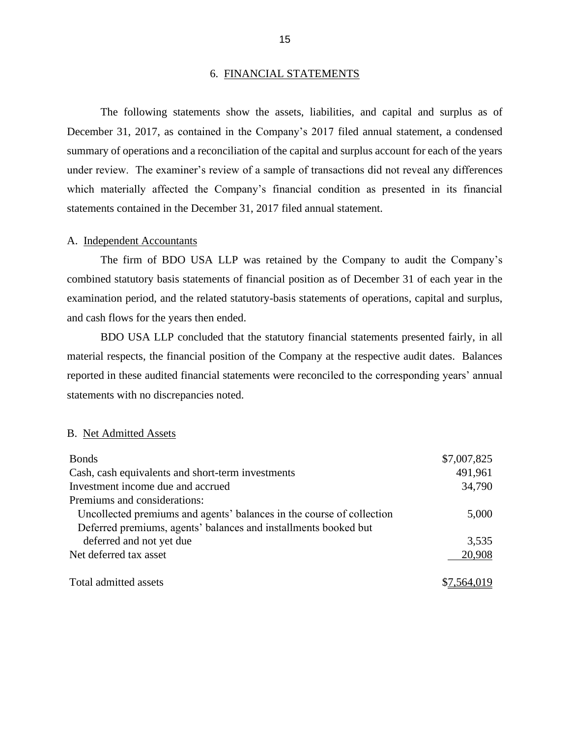## 6. FINANCIAL STATEMENTS

The following statements show the assets, liabilities, and capital and surplus as of December 31, 2017, as contained in the Company's 2017 filed annual statement, a condensed summary of operations and a reconciliation of the capital and surplus account for each of the years under review. The examiner's review of a sample of transactions did not reveal any differences which materially affected the Company's financial condition as presented in its financial statements contained in the December 31, 2017 filed annual statement.

### A. Independent Accountants

The firm of BDO USA LLP was retained by the Company to audit the Company's combined statutory basis statements of financial position as of December 31 of each year in the examination period, and the related statutory-basis statements of operations, capital and surplus, and cash flows for the years then ended.

BDO USA LLP concluded that the statutory financial statements presented fairly, in all material respects, the financial position of the Company at the respective audit dates. Balances reported in these audited financial statements were reconciled to the corresponding years' annual statements with no discrepancies noted.

### B. Net Admitted Assets

| | |
|---|---|
| Bonds | $7,007,825 |
| Cash, cash equivalents and short-term investments | 491,961 |
| Investment income due and accrued | 34,790 |
| Premiums and considerations: | |
| Uncollected premiums and agents' balances in the course of collection | 5,000 |
| Deferred premiums, agents' balances and installments booked but deferred and not yet due | 3,535 |
| Net deferred tax asset | 20,908 |
| Total admitted assets | $7,564,019 |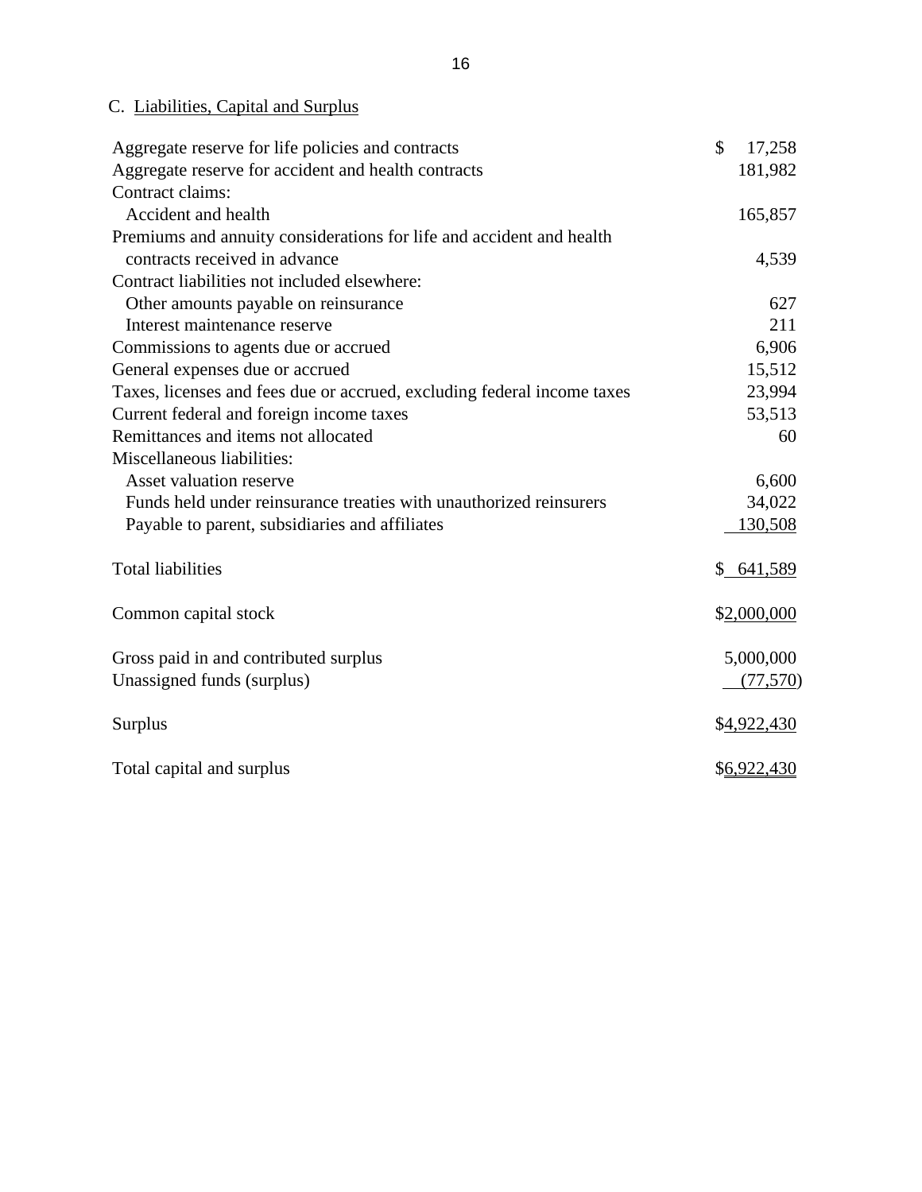C. Liabilities, Capital and Surplus

| | |
|---|---|
| Aggregate reserve for life policies and contracts | $ 17,258 |
| Aggregate reserve for accident and health contracts | 181,982 |
| Contract claims: | |
| Accident and health | 165,857 |
| Premiums and annuity considerations for life and accident and health contracts received in advance | 4,539 |
| Contract liabilities not included elsewhere: | |
| Other amounts payable on reinsurance | 627 |
| Interest maintenance reserve | 211 |
| Commissions to agents due or accrued | 6,906 |
| General expenses due or accrued | 15,512 |
| Taxes, licenses and fees due or accrued, excluding federal income taxes | 23,994 |
| Current federal and foreign income taxes | 53,513 |
| Remittances and items not allocated | 60 |
| Miscellaneous liabilities: | |
| Asset valuation reserve | 6,600 |
| Funds held under reinsurance treaties with unauthorized reinsurers | 34,022 |
| Payable to parent, subsidiaries and affiliates | 130,508 |
| Total liabilities | $ 641,589 |
| Common capital stock | $2,000,000 |
| Gross paid in and contributed surplus | 5,000,000 |
| Unassigned funds (surplus) | (77,570) |
| Surplus | $4,922,430 |
| Total capital and surplus | $6,922,430 |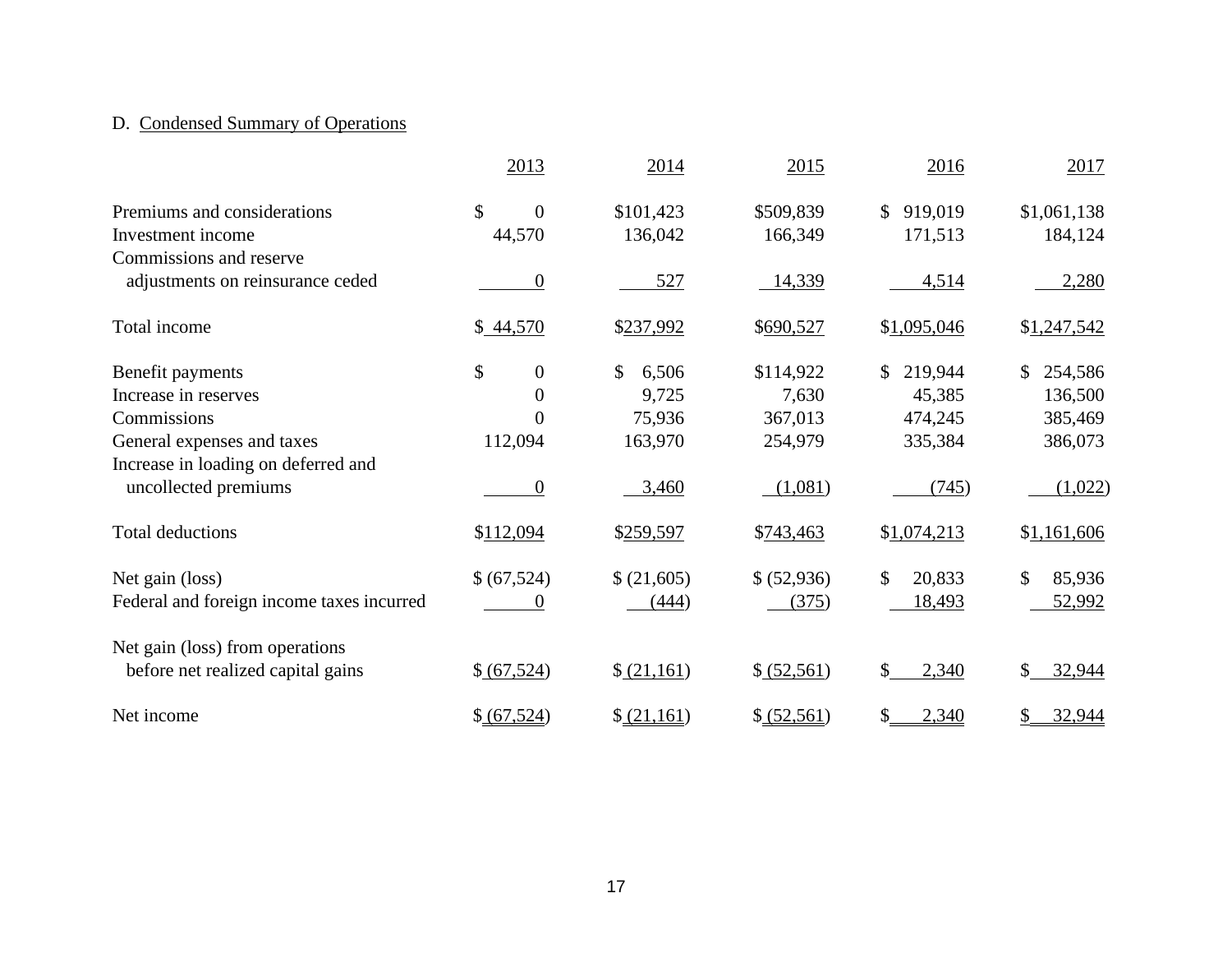D. Condensed Summary of Operations

| | 2013 | 2014 | 2015 | 2016 | 2017 |
|---|---|---|---|---|---|
| Premiums and considerations | $ 0 | $101,423 | $509,839 | $ 919,019 | $1,061,138 |
| Investment income | 44,570 | 136,042 | 166,349 | 171,513 | 184,124 |
| Commissions and reserve adjustments on reinsurance ceded | 0 | 527 | 14,339 | 4,514 | 2,280 |
| Total income | $ 44,570 | $237,992 | $690,527 | $1,095,046 | $1,247,542 |
| Benefit payments | $ 0 | $ 6,506 | $114,922 | $ 219,944 | $ 254,586 |
| Increase in reserves | 0 | 9,725 | 7,630 | 45,385 | 136,500 |
| Commissions | 0 | 75,936 | 367,013 | 474,245 | 385,469 |
| General expenses and taxes | 112,094 | 163,970 | 254,979 | 335,384 | 386,073 |
| Increase in loading on deferred and uncollected premiums | 0 | 3,460 | (1,081) | (745) | (1,022) |
| Total deductions | $112,094 | $259,597 | $743,463 | $1,074,213 | $1,161,606 |
| Net gain (loss) | $ (67,524) | $ (21,605) | $ (52,936) | $ 20,833 | $ 85,936 |
| Federal and foreign income taxes incurred | 0 | (444) | (375) | 18,493 | 52,992 |
| Net gain (loss) from operations before net realized capital gains | $ (67,524) | $ (21,161) | $ (52,561) | $ 2,340 | $ 32,944 |
| Net income | $ (67,524) | $ (21,161) | $ (52,561) | $ 2,340 | $ 32,944 |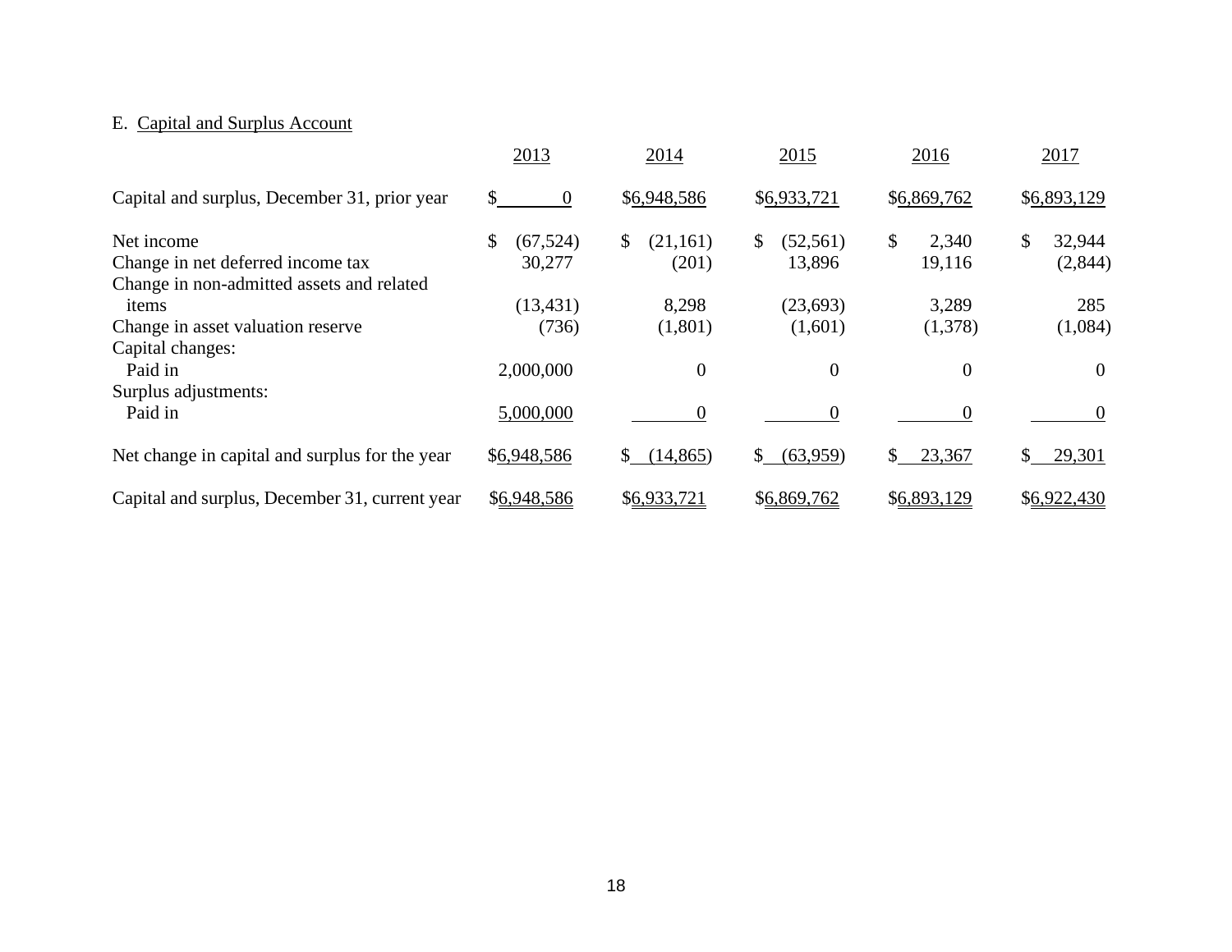E. Capital and Surplus Account

| | 2013 | 2014 | 2015 | 2016 | 2017 |
|---|---|---|---|---|---|
| Capital and surplus, December 31, prior year | $ 0 | $6,948,586 | $6,933,721 | $6,869,762 | $6,893,129 |
| | | | | | |
| Net income | $ (67,524) | $ (21,161) | $ (52,561) | $ 2,340 | $ 32,944 |
| Change in net deferred income tax | 30,277 | (201) | 13,896 | 19,116 | (2,844) |
| Change in non-admitted assets and related items | (13,431) | 8,298 | (23,693) | 3,289 | 285 |
| Change in asset valuation reserve | (736) | (1,801) | (1,601) | (1,378) | (1,084) |
| Capital changes: | | | | | |
| Paid in | 2,000,000 | 0 | 0 | 0 | 0 |
| Surplus adjustments: | | | | | |
| Paid in | 5,000,000 | 0 | 0 | 0 | 0 |
| | | | | | |
| Net change in capital and surplus for the year | $6,948,586 | $ (14,865) | $ (63,959) | $ 23,367 | $ 29,301 |
| | | | | | |
| Capital and surplus, December 31, current year | $6,948,586 | $6,933,721 | $6,869,762 | $6,893,129 | $6,922,430 |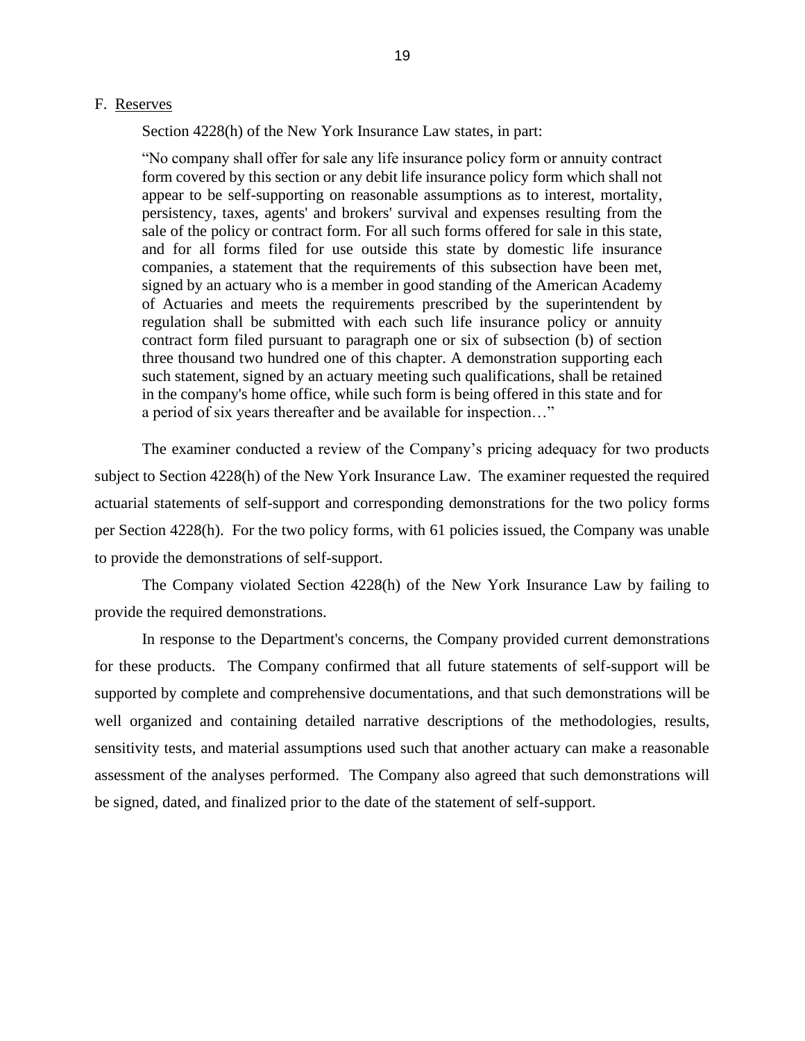## F. Reserves

Section 4228(h) of the New York Insurance Law states, in part:

> "No company shall offer for sale any life insurance policy form or annuity contract form covered by this section or any debit life insurance policy form which shall not appear to be self-supporting on reasonable assumptions as to interest, mortality, persistency, taxes, agents' and brokers' survival and expenses resulting from the sale of the policy or contract form. For all such forms offered for sale in this state, and for all forms filed for use outside this state by domestic life insurance companies, a statement that the requirements of this subsection have been met, signed by an actuary who is a member in good standing of the American Academy of Actuaries and meets the requirements prescribed by the superintendent by regulation shall be submitted with each such life insurance policy or annuity contract form filed pursuant to paragraph one or six of subsection (b) of section three thousand two hundred one of this chapter. A demonstration supporting each such statement, signed by an actuary meeting such qualifications, shall be retained in the company's home office, while such form is being offered in this state and for a period of six years thereafter and be available for inspection…"

The examiner conducted a review of the Company's pricing adequacy for two products subject to Section 4228(h) of the New York Insurance Law. The examiner requested the required actuarial statements of self-support and corresponding demonstrations for the two policy forms per Section 4228(h). For the two policy forms, with 61 policies issued, the Company was unable to provide the demonstrations of self-support.

The Company violated Section 4228(h) of the New York Insurance Law by failing to provide the required demonstrations.

In response to the Department's concerns, the Company provided current demonstrations for these products. The Company confirmed that all future statements of self-support will be supported by complete and comprehensive documentations, and that such demonstrations will be well organized and containing detailed narrative descriptions of the methodologies, results, sensitivity tests, and material assumptions used such that another actuary can make a reasonable assessment of the analyses performed. The Company also agreed that such demonstrations will be signed, dated, and finalized prior to the date of the statement of self-support.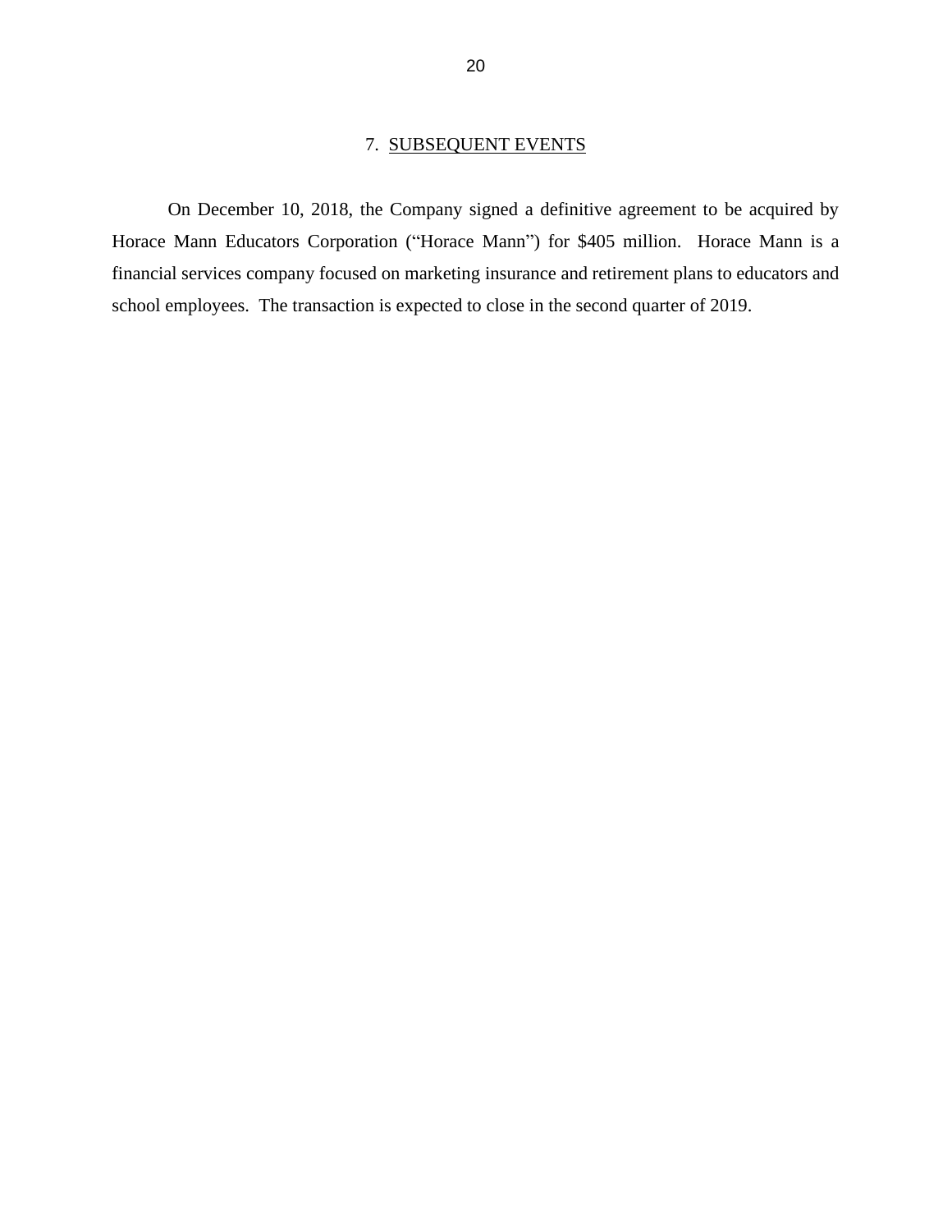## 7. SUBSEQUENT EVENTS

On December 10, 2018, the Company signed a definitive agreement to be acquired by Horace Mann Educators Corporation ("Horace Mann") for $405 million. Horace Mann is a financial services company focused on marketing insurance and retirement plans to educators and school employees. The transaction is expected to close in the second quarter of 2019.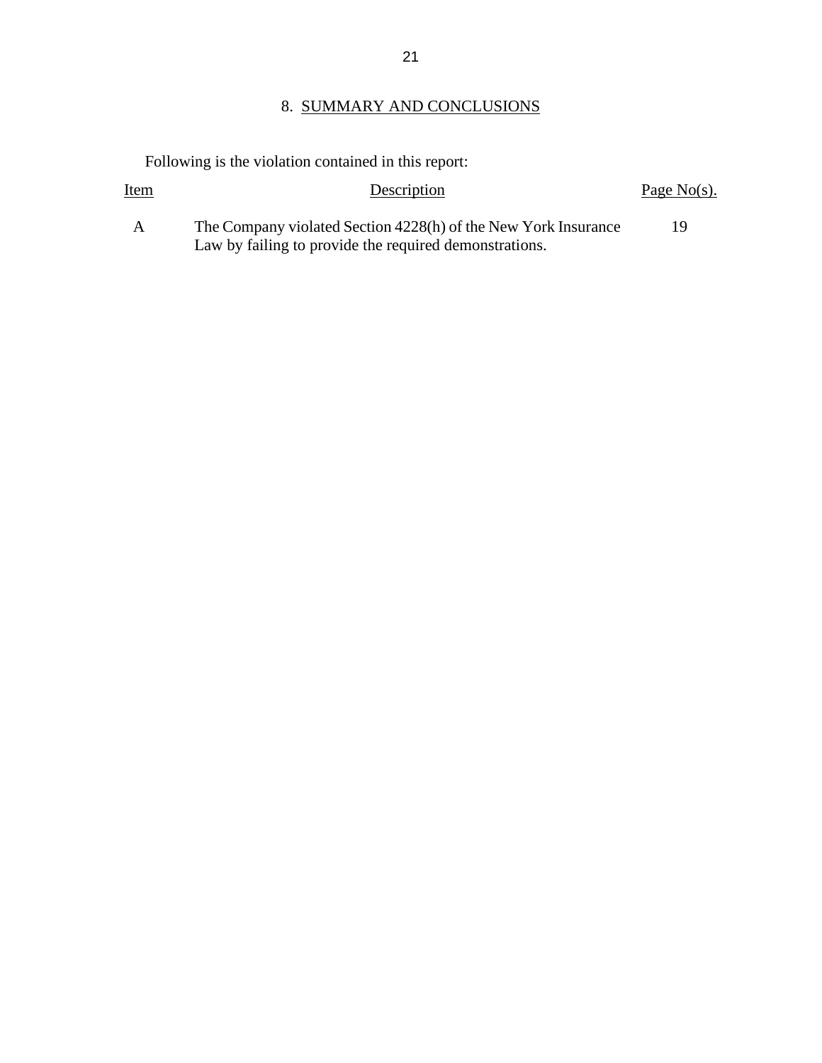## 8. SUMMARY AND CONCLUSIONS

Following is the violation contained in this report:

| Item | Description | Page No(s). |
| --- | --- | --- |
| A | The Company violated Section 4228(h) of the New York Insurance Law by failing to provide the required demonstrations. | 19 |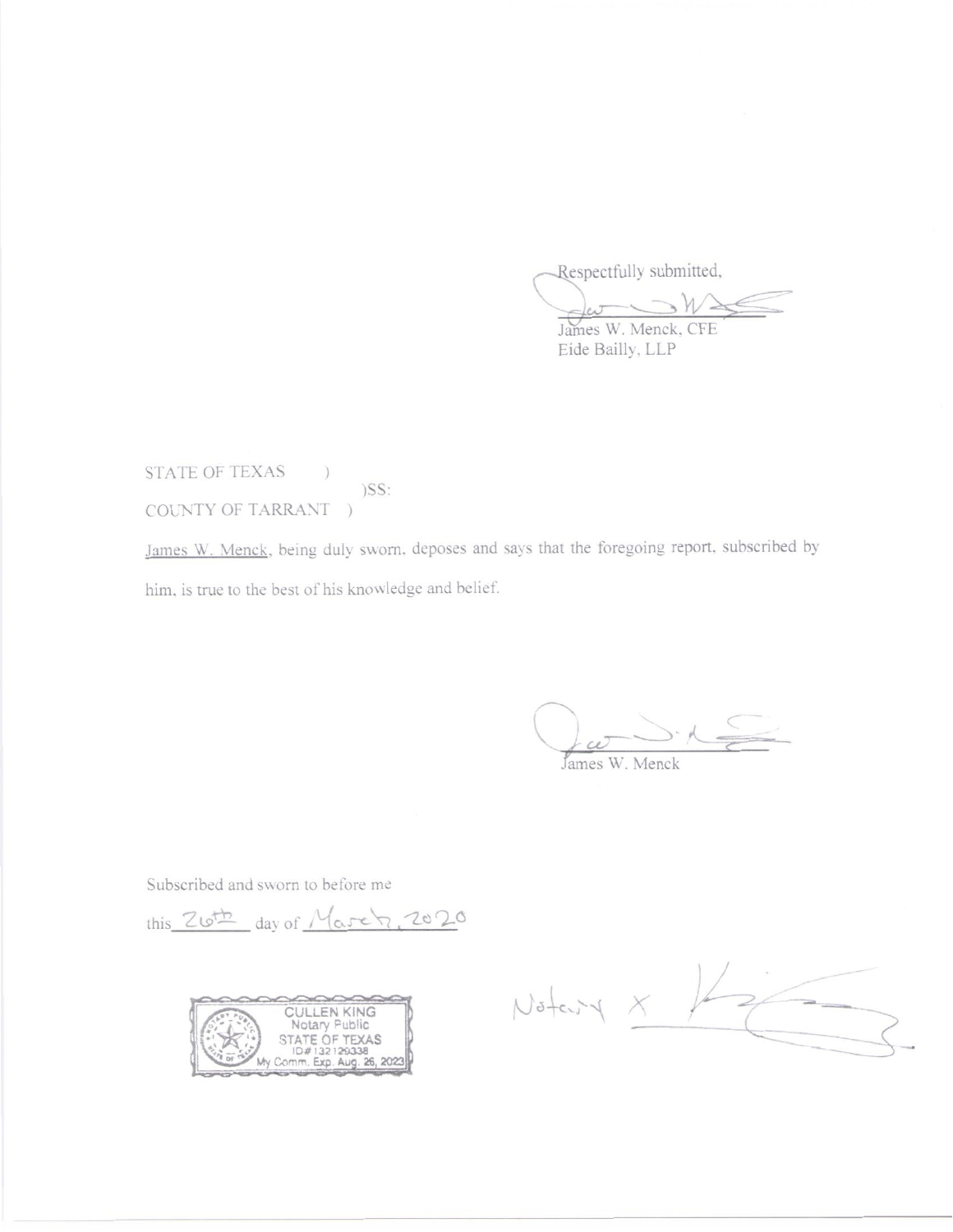Respectfully submitted,

James W. Menck, CFE
Eide Bailly, LLP

STATE OF TEXAS )
)SS:
COUNTY OF TARRANT )

James W. Menck, being duly sworn, deposes and says that the foregoing report, subscribed by him, is true to the best of his knowledge and belief.

James W. Menck

Subscribed and sworn to before me

this 26th day of March, 2020

CULLEN KING
Notary Public
STATE OF TEXAS
ID# 132129338
My Comm. Exp. Aug. 26, 2023

Notary X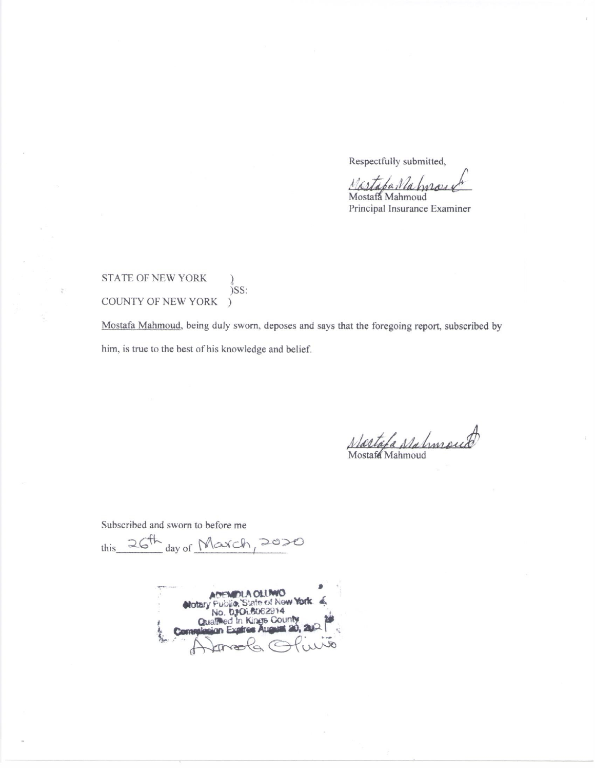Respectfully submitted,

Mostafa Mahmoud
Principal Insurance Examiner

STATE OF NEW YORK )
)SS:
COUNTY OF NEW YORK )

Mostafa Mahmoud, being duly sworn, deposes and says that the foregoing report, subscribed by him, is true to the best of his knowledge and belief.

Mostafa Mahmoud

Subscribed and sworn to before me

this 26th day of March, 2020

ADEMOLA OLUWO
Notary Public, State of New York
No. 01OL6062914
Qualified in Kings County
Commission Expires August 20, 2021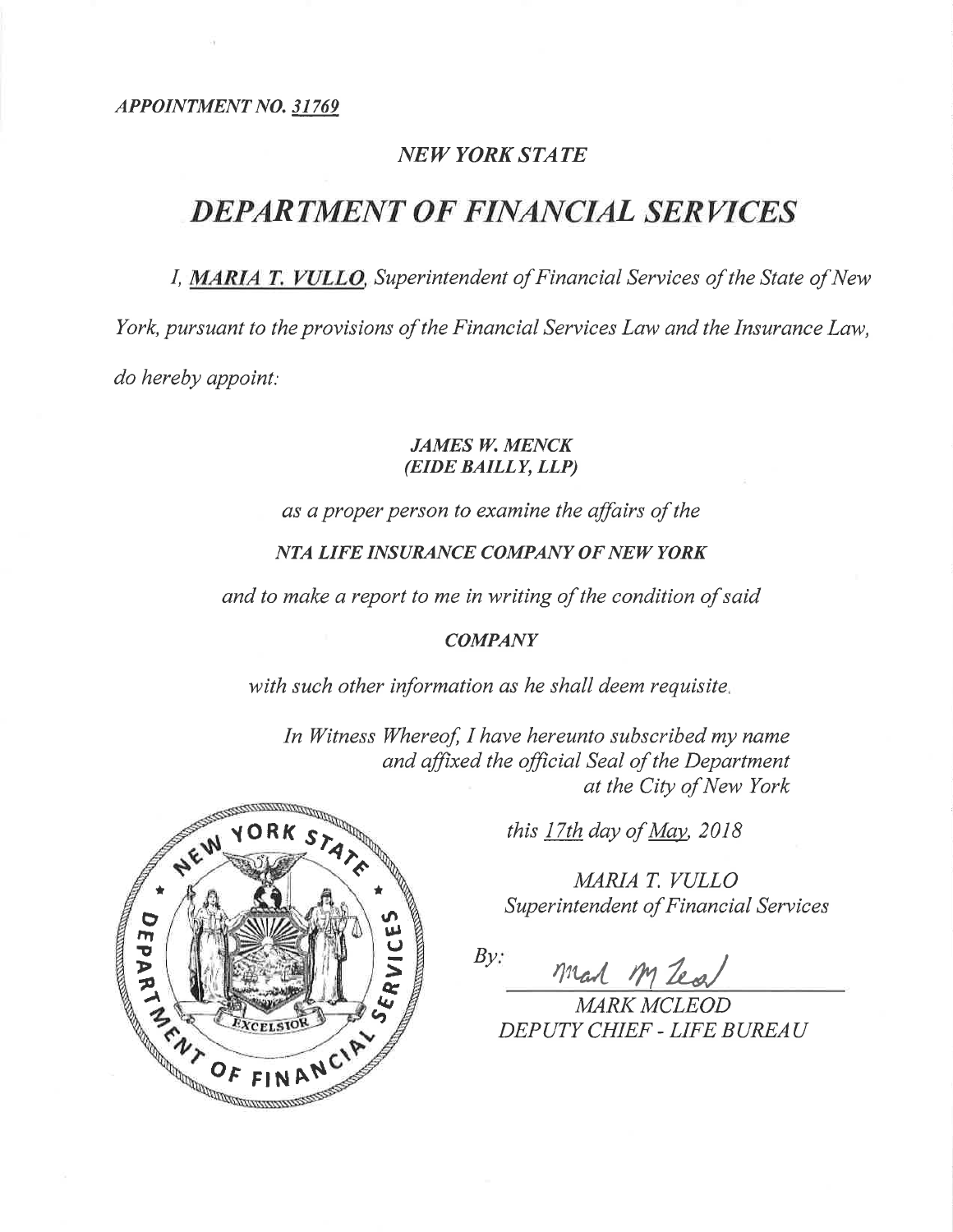*APPOINTMENT NO. 31769*

*NEW YORK STATE*

# *DEPARTMENT OF FINANCIAL SERVICES*

*I, **MARIA T. VULLO**, Superintendent of Financial Services of the State of New York, pursuant to the provisions of the Financial Services Law and the Insurance Law, do hereby appoint:*

***JAMES W. MENCK***
***(EIDE BAILLY, LLP)***

*as a proper person to examine the affairs of the*

***NTA LIFE INSURANCE COMPANY OF NEW YORK***

*and to make a report to me in writing of the condition of said*

***COMPANY***

*with such other information as he shall deem requisite.*

*In Witness Whereof, I have hereunto subscribed my name and affixed the official Seal of the Department at the City of New York*

*this 17th day of May, 2018*

*MARIA T. VULLO*
*Superintendent of Financial Services*

*By:* Mark McLeod

*MARK MCLEOD*
*DEPUTY CHIEF - LIFE BUREAU*